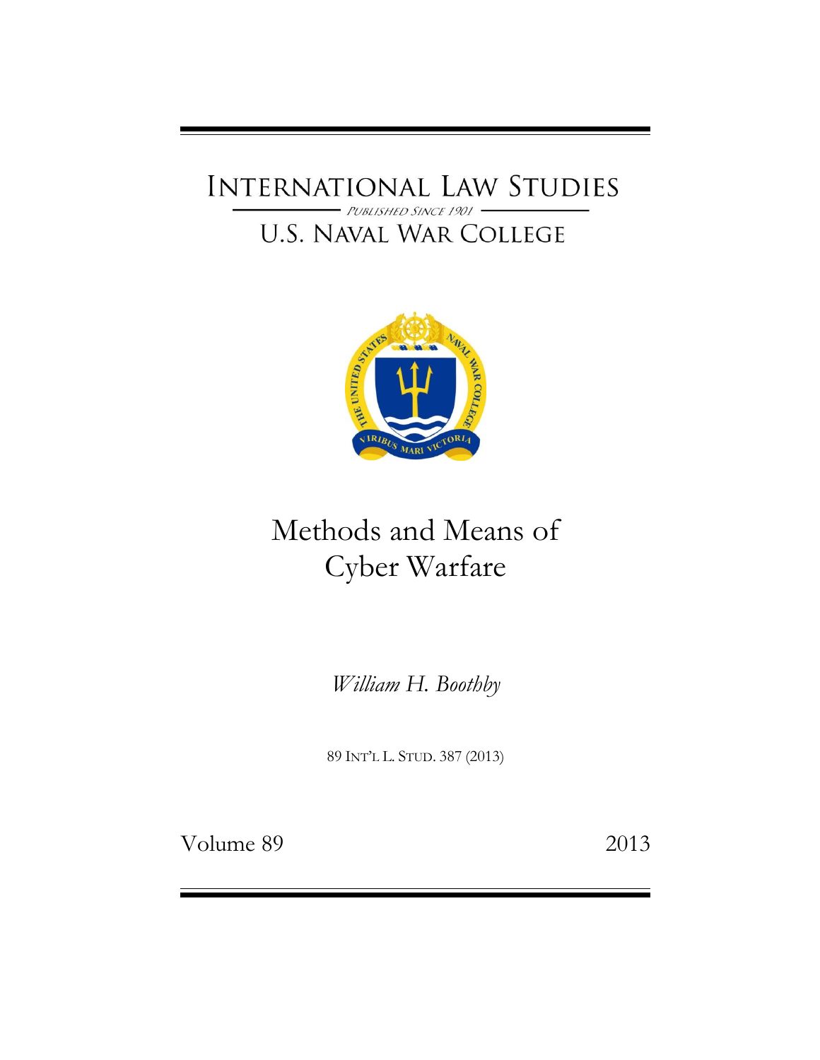# INTERNATIONAL LAW STUDIES

*PUBLISHED SINCE 1901*

U.S. NAVAL WAR COLLEGE

# Methods and Means of Cyber Warfare

*William H. Boothby*

89 INT'L L. STUD. 387 (2013)

Volume 89 2013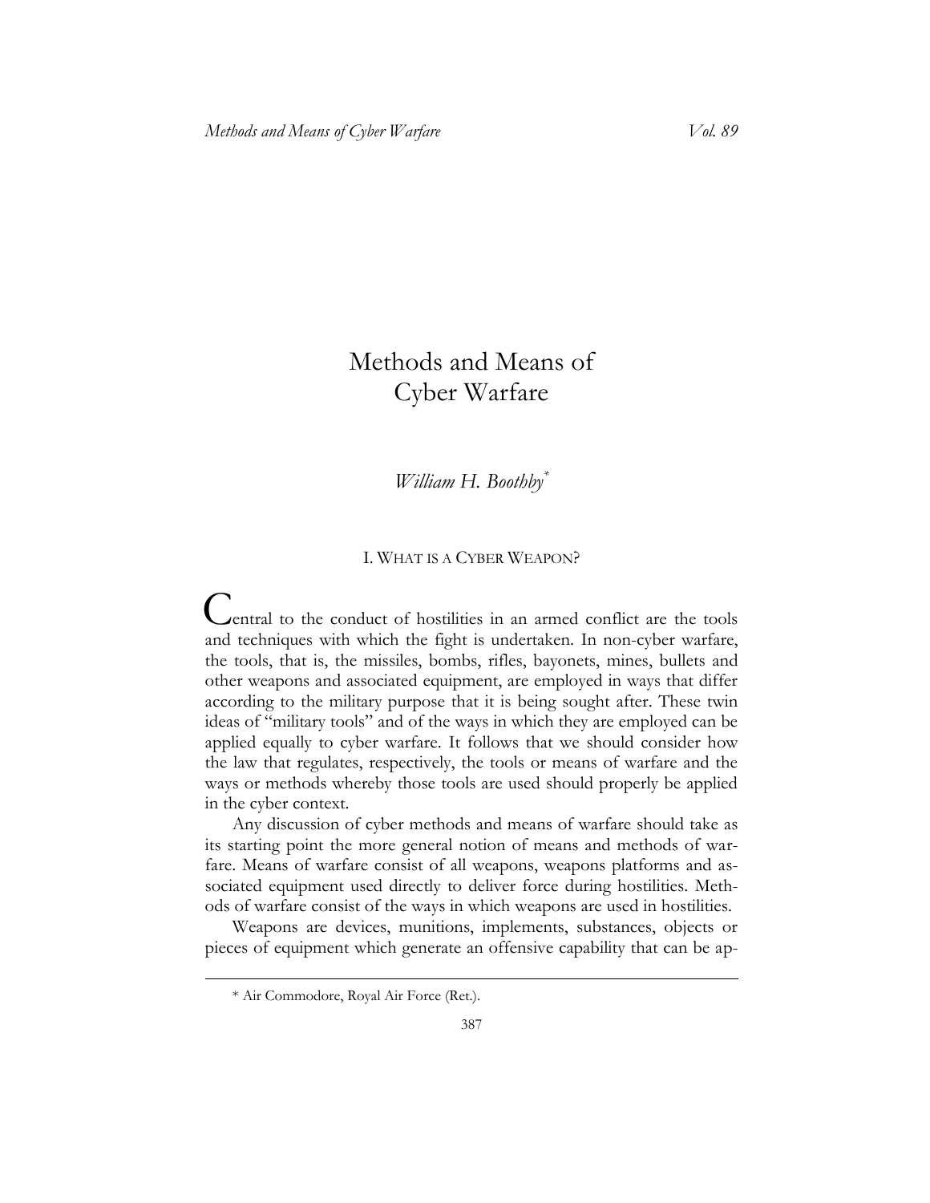# Methods and Means of Cyber Warfare

*William H. Boothby*[*]

## I. What is a Cyber Weapon?

Central to the conduct of hostilities in an armed conflict are the tools and techniques with which the fight is undertaken. In non-cyber warfare, the tools, that is, the missiles, bombs, rifles, bayonets, mines, bullets and other weapons and associated equipment, are employed in ways that differ according to the military purpose that it is being sought after. These twin ideas of "military tools" and of the ways in which they are employed can be applied equally to cyber warfare. It follows that we should consider how the law that regulates, respectively, the tools or means of warfare and the ways or methods whereby those tools are used should properly be applied in the cyber context.

Any discussion of cyber methods and means of warfare should take as its starting point the more general notion of means and methods of warfare. Means of warfare consist of all weapons, weapons platforms and associated equipment used directly to deliver force during hostilities. Methods of warfare consist of the ways in which weapons are used in hostilities.

Weapons are devices, munitions, implements, substances, objects or pieces of equipment which generate an offensive capability that can be ap-

---

[*] Air Commodore, Royal Air Force (Ret.).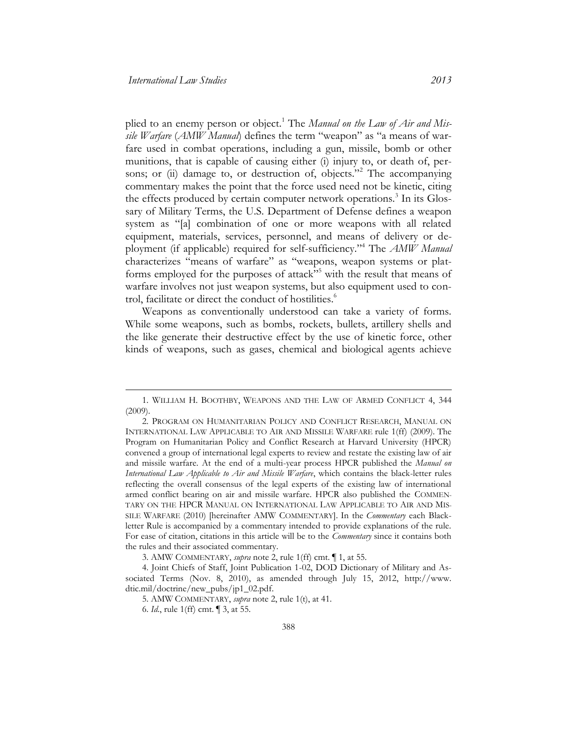plied to an enemy person or object.[1] The *Manual on the Law of Air and Missile Warfare* (*AMW Manual*) defines the term "weapon" as "a means of warfare used in combat operations, including a gun, missile, bomb or other munitions, that is capable of causing either (i) injury to, or death of, persons; or (ii) damage to, or destruction of, objects."[2] The accompanying commentary makes the point that the force used need not be kinetic, citing the effects produced by certain computer network operations.[3] In its Glossary of Military Terms, the U.S. Department of Defense defines a weapon system as "[a] combination of one or more weapons with all related equipment, materials, services, personnel, and means of delivery or deployment (if applicable) required for self-sufficiency."[4] The *AMW Manual* characterizes "means of warfare" as "weapons, weapon systems or platforms employed for the purposes of attack"[5] with the result that means of warfare involves not just weapon systems, but also equipment used to control, facilitate or direct the conduct of hostilities.[6]

Weapons as conventionally understood can take a variety of forms. While some weapons, such as bombs, rockets, bullets, artillery shells and the like generate their destructive effect by the use of kinetic force, other kinds of weapons, such as gases, chemical and biological agents achieve

---

1. WILLIAM H. BOOTHBY, WEAPONS AND THE LAW OF ARMED CONFLICT 4, 344 (2009).

2. PROGRAM ON HUMANITARIAN POLICY AND CONFLICT RESEARCH, MANUAL ON INTERNATIONAL LAW APPLICABLE TO AIR AND MISSILE WARFARE rule 1(ff) (2009). The Program on Humanitarian Policy and Conflict Research at Harvard University (HPCR) convened a group of international legal experts to review and restate the existing law of air and missile warfare. At the end of a multi-year process HPCR published the *Manual on International Law Applicable to Air and Missile Warfare*, which contains the black-letter rules reflecting the overall consensus of the legal experts of the existing law of international armed conflict bearing on air and missile warfare. HPCR also published the COMMENTARY ON THE HPCR MANUAL ON INTERNATIONAL LAW APPLICABLE TO AIR AND MISSILE WARFARE (2010) [hereinafter AMW COMMENTARY]. In the *Commentary* each Black-letter Rule is accompanied by a commentary intended to provide explanations of the rule. For ease of citation, citations in this article will be to the *Commentary* since it contains both the rules and their associated commentary.

3. AMW COMMENTARY, *supra* note 2, rule 1(ff) cmt. ¶ 1, at 55.

4. Joint Chiefs of Staff, Joint Publication 1-02, DOD Dictionary of Military and Associated Terms (Nov. 8, 2010), as amended through July 15, 2012, http://www.dtic.mil/doctrine/new_pubs/jp1_02.pdf.

5. AMW COMMENTARY, *supra* note 2, rule 1(t), at 41.

6. *Id.*, rule 1(ff) cmt. ¶ 3, at 55.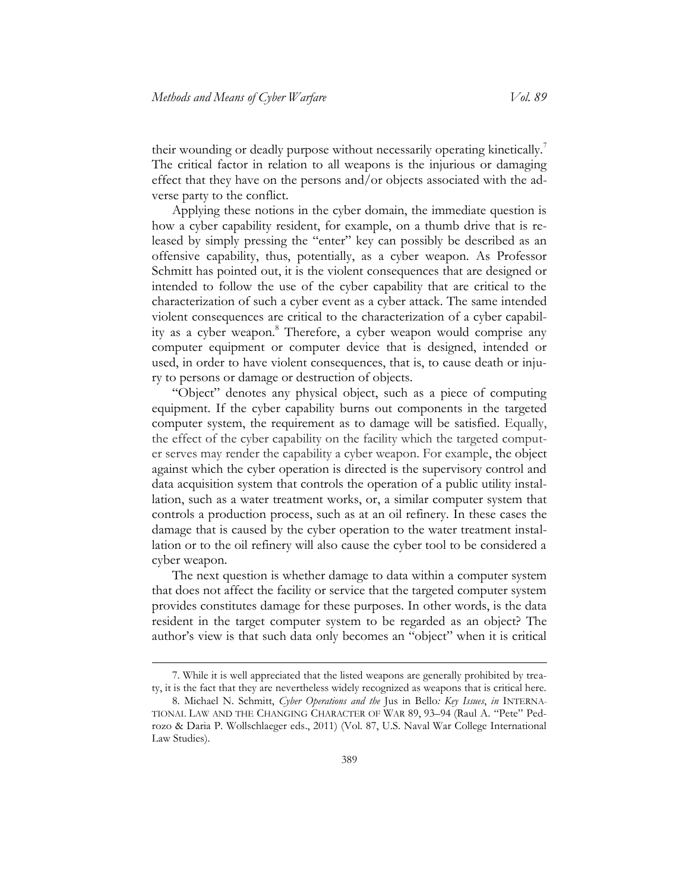their wounding or deadly purpose without necessarily operating kinetically.[7] The critical factor in relation to all weapons is the injurious or damaging effect that they have on the persons and/or objects associated with the adverse party to the conflict.

Applying these notions in the cyber domain, the immediate question is how a cyber capability resident, for example, on a thumb drive that is released by simply pressing the "enter" key can possibly be described as an offensive capability, thus, potentially, as a cyber weapon. As Professor Schmitt has pointed out, it is the violent consequences that are designed or intended to follow the use of the cyber capability that are critical to the characterization of such a cyber event as a cyber attack. The same intended violent consequences are critical to the characterization of a cyber capability as a cyber weapon.[8] Therefore, a cyber weapon would comprise any computer equipment or computer device that is designed, intended or used, in order to have violent consequences, that is, to cause death or injury to persons or damage or destruction of objects.

"Object" denotes any physical object, such as a piece of computing equipment. If the cyber capability burns out components in the targeted computer system, the requirement as to damage will be satisfied. Equally, the effect of the cyber capability on the facility which the targeted computer serves may render the capability a cyber weapon. For example, the object against which the cyber operation is directed is the supervisory control and data acquisition system that controls the operation of a public utility installation, such as a water treatment works, or, a similar computer system that controls a production process, such as at an oil refinery. In these cases the damage that is caused by the cyber operation to the water treatment installation or to the oil refinery will also cause the cyber tool to be considered a cyber weapon.

The next question is whether damage to data within a computer system that does not affect the facility or service that the targeted computer system provides constitutes damage for these purposes. In other words, is the data resident in the target computer system to be regarded as an object? The author's view is that such data only becomes an "object" when it is critical

---

7. While it is well appreciated that the listed weapons are generally prohibited by treaty, it is the fact that they are nevertheless widely recognized as weapons that is critical here.

8. Michael N. Schmitt, *Cyber Operations and the* Jus in Bello*: Key Issues*, *in* INTERNATIONAL LAW AND THE CHANGING CHARACTER OF WAR 89, 93–94 (Raul A. "Pete" Pedrozo & Daria P. Wollschlaeger eds., 2011) (Vol. 87, U.S. Naval War College International Law Studies).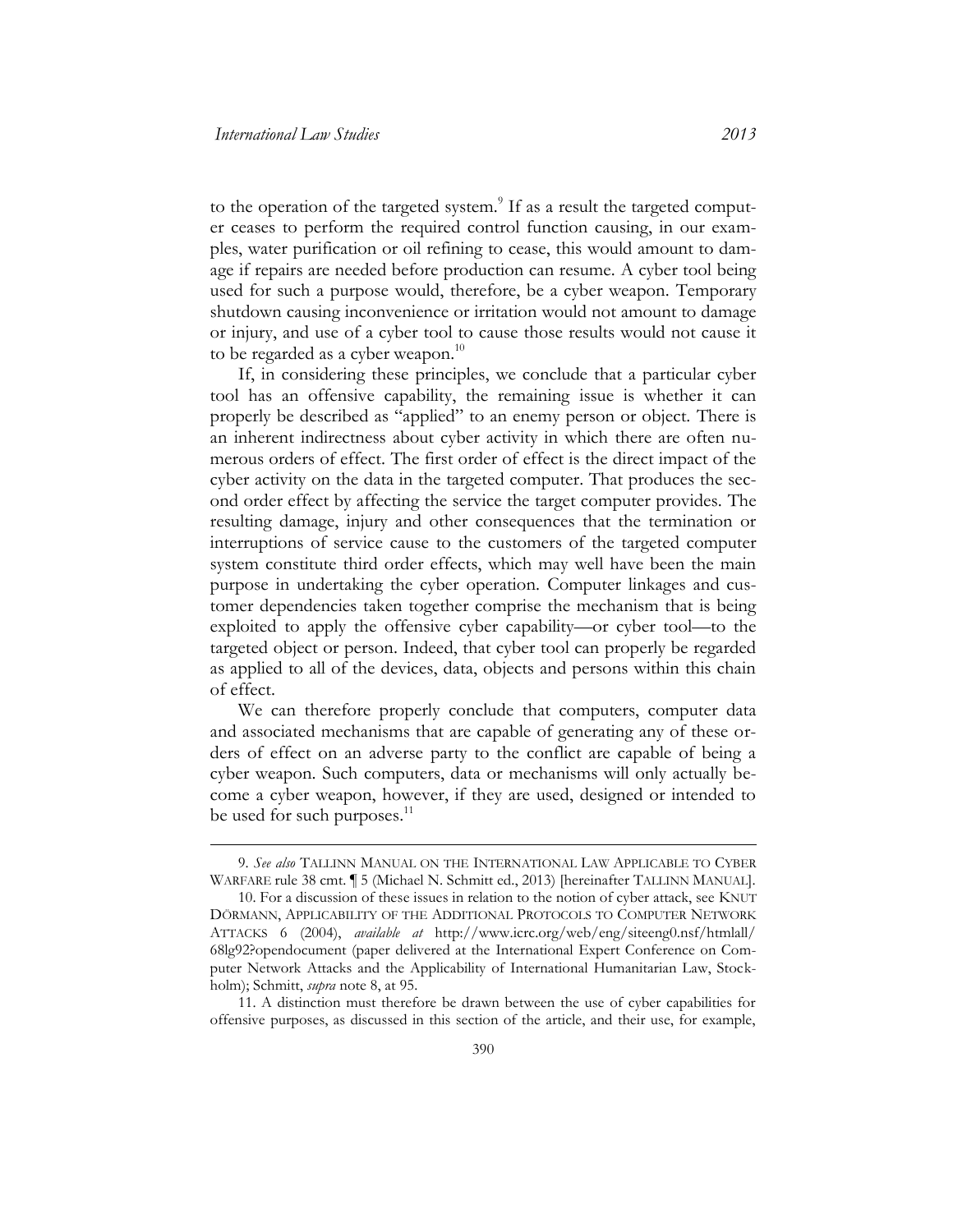to the operation of the targeted system.[9] If as a result the targeted computer ceases to perform the required control function causing, in our examples, water purification or oil refining to cease, this would amount to damage if repairs are needed before production can resume. A cyber tool being used for such a purpose would, therefore, be a cyber weapon. Temporary shutdown causing inconvenience or irritation would not amount to damage or injury, and use of a cyber tool to cause those results would not cause it to be regarded as a cyber weapon.[10]

If, in considering these principles, we conclude that a particular cyber tool has an offensive capability, the remaining issue is whether it can properly be described as "applied" to an enemy person or object. There is an inherent indirectness about cyber activity in which there are often numerous orders of effect. The first order of effect is the direct impact of the cyber activity on the data in the targeted computer. That produces the second order effect by affecting the service the target computer provides. The resulting damage, injury and other consequences that the termination or interruptions of service cause to the customers of the targeted computer system constitute third order effects, which may well have been the main purpose in undertaking the cyber operation. Computer linkages and customer dependencies taken together comprise the mechanism that is being exploited to apply the offensive cyber capability—or cyber tool—to the targeted object or person. Indeed, that cyber tool can properly be regarded as applied to all of the devices, data, objects and persons within this chain of effect.

We can therefore properly conclude that computers, computer data and associated mechanisms that are capable of generating any of these orders of effect on an adverse party to the conflict are capable of being a cyber weapon. Such computers, data or mechanisms will only actually become a cyber weapon, however, if they are used, designed or intended to be used for such purposes.[11]

---

9. *See also* TALLINN MANUAL ON THE INTERNATIONAL LAW APPLICABLE TO CYBER WARFARE rule 38 cmt. ¶ 5 (Michael N. Schmitt ed., 2013) [hereinafter TALLINN MANUAL].

10. For a discussion of these issues in relation to the notion of cyber attack, see KNUT DÖRMANN, APPLICABILITY OF THE ADDITIONAL PROTOCOLS TO COMPUTER NETWORK ATTACKS 6 (2004), *available at* http://www.icrc.org/web/eng/siteeng0.nsf/htmlall/68lg92?opendocument (paper delivered at the International Expert Conference on Computer Network Attacks and the Applicability of International Humanitarian Law, Stockholm); Schmitt, *supra* note 8, at 95.

11. A distinction must therefore be drawn between the use of cyber capabilities for offensive purposes, as discussed in this section of the article, and their use, for example,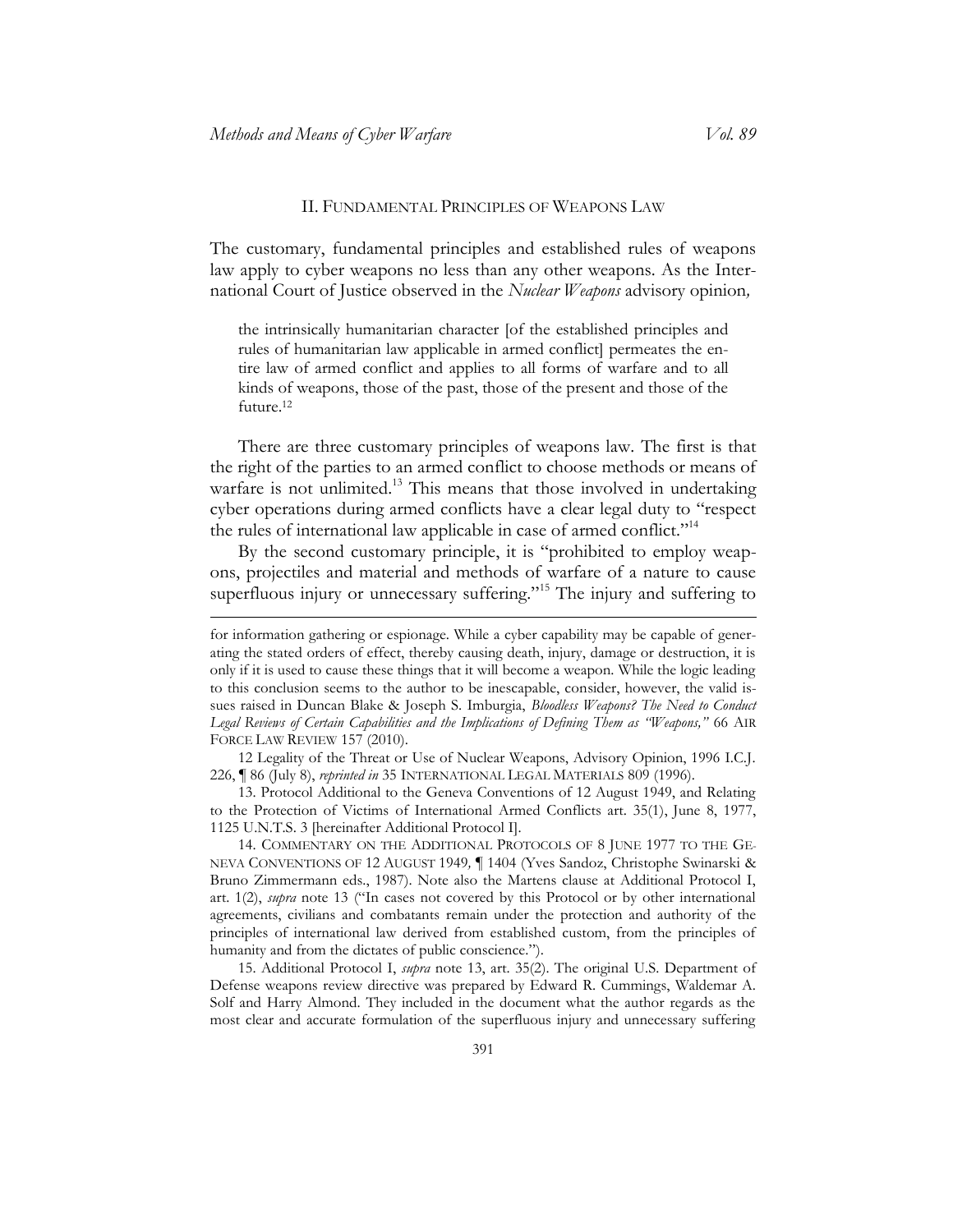## II. Fundamental Principles of Weapons Law

The customary, fundamental principles and established rules of weapons law apply to cyber weapons no less than any other weapons. As the International Court of Justice observed in the *Nuclear Weapons* advisory opinion*,*

> the intrinsically humanitarian character [of the established principles and rules of humanitarian law applicable in armed conflict] permeates the entire law of armed conflict and applies to all forms of warfare and to all kinds of weapons, those of the past, those of the present and those of the future.[12]

There are three customary principles of weapons law. The first is that the right of the parties to an armed conflict to choose methods or means of warfare is not unlimited.[13] This means that those involved in undertaking cyber operations during armed conflicts have a clear legal duty to "respect the rules of international law applicable in case of armed conflict."[14]

By the second customary principle, it is "prohibited to employ weapons, projectiles and material and methods of warfare of a nature to cause superfluous injury or unnecessary suffering."[15] The injury and suffering to

---

for information gathering or espionage. While a cyber capability may be capable of generating the stated orders of effect, thereby causing death, injury, damage or destruction, it is only if it is used to cause these things that it will become a weapon. While the logic leading to this conclusion seems to the author to be inescapable, consider, however, the valid issues raised in Duncan Blake & Joseph S. Imburgia, *Bloodless Weapons? The Need to Conduct Legal Reviews of Certain Capabilities and the Implications of Defining Them as "Weapons,"* 66 AIR FORCE LAW REVIEW 157 (2010).

12 Legality of the Threat or Use of Nuclear Weapons, Advisory Opinion, 1996 I.C.J. 226, ¶ 86 (July 8), *reprinted in* 35 INTERNATIONAL LEGAL MATERIALS 809 (1996).

13. Protocol Additional to the Geneva Conventions of 12 August 1949, and Relating to the Protection of Victims of International Armed Conflicts art. 35(1), June 8, 1977, 1125 U.N.T.S. 3 [hereinafter Additional Protocol I].

14. COMMENTARY ON THE ADDITIONAL PROTOCOLS OF 8 JUNE 1977 TO THE GENEVA CONVENTIONS OF 12 AUGUST 1949*,* ¶ 1404 (Yves Sandoz, Christophe Swinarski & Bruno Zimmermann eds., 1987). Note also the Martens clause at Additional Protocol I, art. 1(2), *supra* note 13 ("In cases not covered by this Protocol or by other international agreements, civilians and combatants remain under the protection and authority of the principles of international law derived from established custom, from the principles of humanity and from the dictates of public conscience.").

15. Additional Protocol I, *supra* note 13, art. 35(2). The original U.S. Department of Defense weapons review directive was prepared by Edward R. Cummings, Waldemar A. Solf and Harry Almond. They included in the document what the author regards as the most clear and accurate formulation of the superfluous injury and unnecessary suffering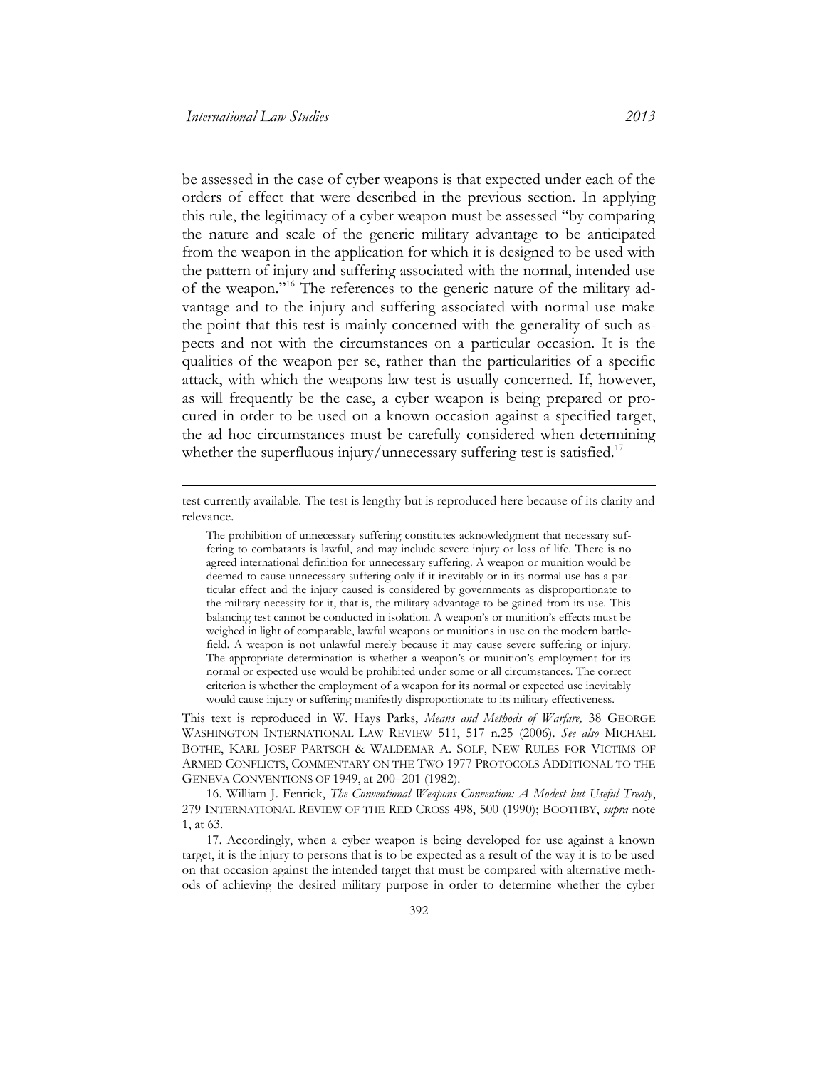be assessed in the case of cyber weapons is that expected under each of the orders of effect that were described in the previous section. In applying this rule, the legitimacy of a cyber weapon must be assessed "by comparing the nature and scale of the generic military advantage to be anticipated from the weapon in the application for which it is designed to be used with the pattern of injury and suffering associated with the normal, intended use of the weapon."[16] The references to the generic nature of the military advantage and to the injury and suffering associated with normal use make the point that this test is mainly concerned with the generality of such aspects and not with the circumstances on a particular occasion. It is the qualities of the weapon per se, rather than the particularities of a specific attack, with which the weapons law test is usually concerned. If, however, as will frequently be the case, a cyber weapon is being prepared or procured in order to be used on a known occasion against a specified target, the ad hoc circumstances must be carefully considered when determining whether the superfluous injury/unnecessary suffering test is satisfied.[17]

---

test currently available. The test is lengthy but is reproduced here because of its clarity and relevance.

> The prohibition of unnecessary suffering constitutes acknowledgment that necessary suffering to combatants is lawful, and may include severe injury or loss of life. There is no agreed international definition for unnecessary suffering. A weapon or munition would be deemed to cause unnecessary suffering only if it inevitably or in its normal use has a particular effect and the injury caused is considered by governments as disproportionate to the military necessity for it, that is, the military advantage to be gained from its use. This balancing test cannot be conducted in isolation. A weapon's or munition's effects must be weighed in light of comparable, lawful weapons or munitions in use on the modern battlefield. A weapon is not unlawful merely because it may cause severe suffering or injury. The appropriate determination is whether a weapon's or munition's employment for its normal or expected use would be prohibited under some or all circumstances. The correct criterion is whether the employment of a weapon for its normal or expected use inevitably would cause injury or suffering manifestly disproportionate to its military effectiveness.

This text is reproduced in W. Hays Parks, *Means and Methods of Warfare,* 38 GEORGE WASHINGTON INTERNATIONAL LAW REVIEW 511, 517 n.25 (2006). *See also* MICHAEL BOTHE, KARL JOSEF PARTSCH & WALDEMAR A. SOLF, NEW RULES FOR VICTIMS OF ARMED CONFLICTS, COMMENTARY ON THE TWO 1977 PROTOCOLS ADDITIONAL TO THE GENEVA CONVENTIONS OF 1949, at 200–201 (1982).

16. William J. Fenrick, *The Conventional Weapons Convention: A Modest but Useful Treaty*, 279 INTERNATIONAL REVIEW OF THE RED CROSS 498, 500 (1990); BOOTHBY, *supra* note 1, at 63.

17. Accordingly, when a cyber weapon is being developed for use against a known target, it is the injury to persons that is to be expected as a result of the way it is to be used on that occasion against the intended target that must be compared with alternative methods of achieving the desired military purpose in order to determine whether the cyber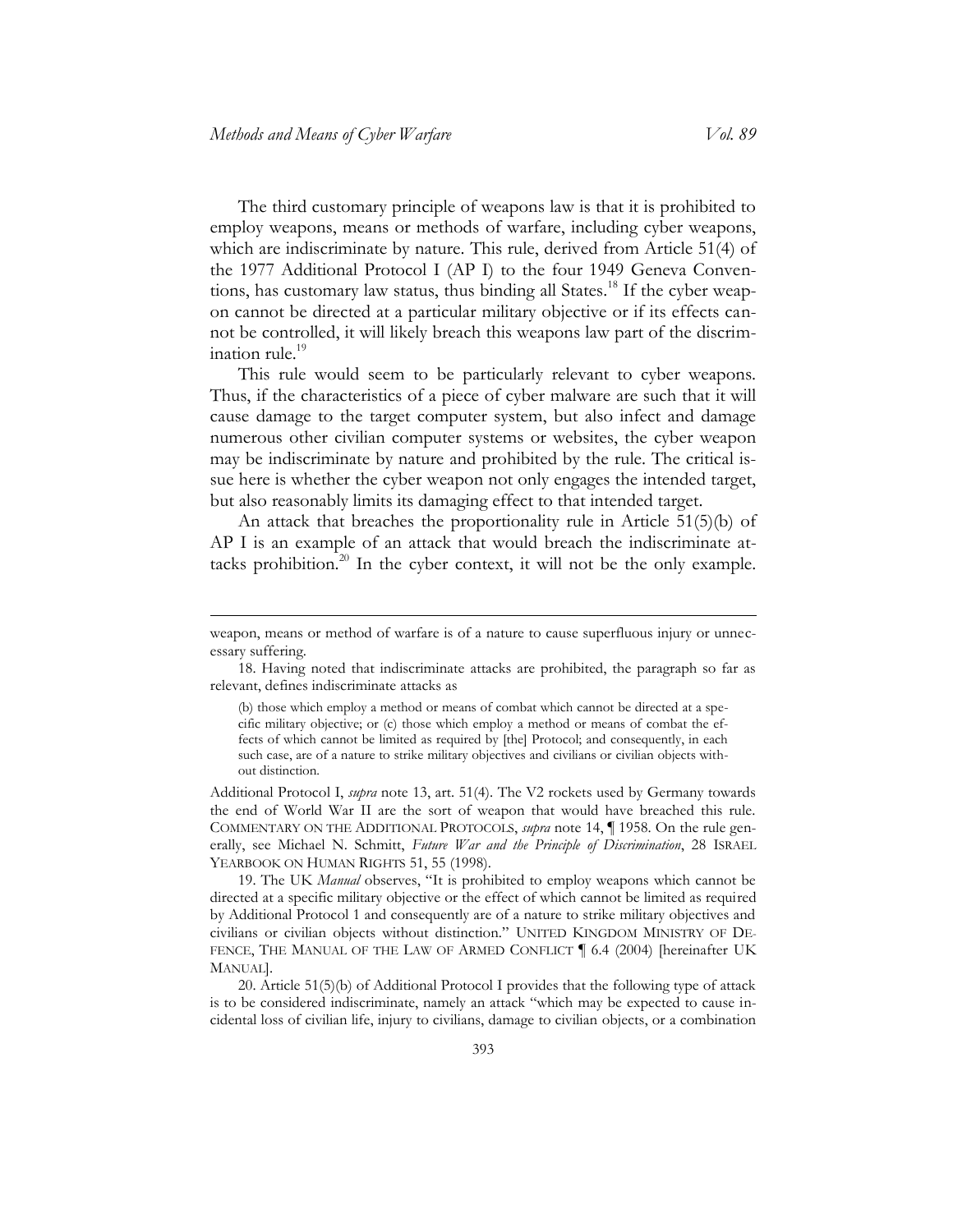The third customary principle of weapons law is that it is prohibited to employ weapons, means or methods of warfare, including cyber weapons, which are indiscriminate by nature. This rule, derived from Article 51(4) of the 1977 Additional Protocol I (AP I) to the four 1949 Geneva Conventions, has customary law status, thus binding all States.[18] If the cyber weapon cannot be directed at a particular military objective or if its effects cannot be controlled, it will likely breach this weapons law part of the discrimination rule.[19]

This rule would seem to be particularly relevant to cyber weapons. Thus, if the characteristics of a piece of cyber malware are such that it will cause damage to the target computer system, but also infect and damage numerous other civilian computer systems or websites, the cyber weapon may be indiscriminate by nature and prohibited by the rule. The critical issue here is whether the cyber weapon not only engages the intended target, but also reasonably limits its damaging effect to that intended target.

An attack that breaches the proportionality rule in Article 51(5)(b) of AP I is an example of an attack that would breach the indiscriminate attacks prohibition.[20] In the cyber context, it will not be the only example.

---

weapon, means or method of warfare is of a nature to cause superfluous injury or unnecessary suffering.

18. Having noted that indiscriminate attacks are prohibited, the paragraph so far as relevant, defines indiscriminate attacks as

> (b) those which employ a method or means of combat which cannot be directed at a specific military objective; or (c) those which employ a method or means of combat the effects of which cannot be limited as required by [the] Protocol; and consequently, in each such case, are of a nature to strike military objectives and civilians or civilian objects without distinction.

Additional Protocol I, *supra* note 13, art. 51(4). The V2 rockets used by Germany towards the end of World War II are the sort of weapon that would have breached this rule. COMMENTARY ON THE ADDITIONAL PROTOCOLS, *supra* note 14, ¶ 1958. On the rule generally, see Michael N. Schmitt, *Future War and the Principle of Discrimination*, 28 ISRAEL YEARBOOK ON HUMAN RIGHTS 51, 55 (1998).

19. The UK *Manual* observes, "It is prohibited to employ weapons which cannot be directed at a specific military objective or the effect of which cannot be limited as required by Additional Protocol 1 and consequently are of a nature to strike military objectives and civilians or civilian objects without distinction." UNITED KINGDOM MINISTRY OF DEFENCE, THE MANUAL OF THE LAW OF ARMED CONFLICT ¶ 6.4 (2004) [hereinafter UK MANUAL].

20. Article 51(5)(b) of Additional Protocol I provides that the following type of attack is to be considered indiscriminate, namely an attack "which may be expected to cause incidental loss of civilian life, injury to civilians, damage to civilian objects, or a combination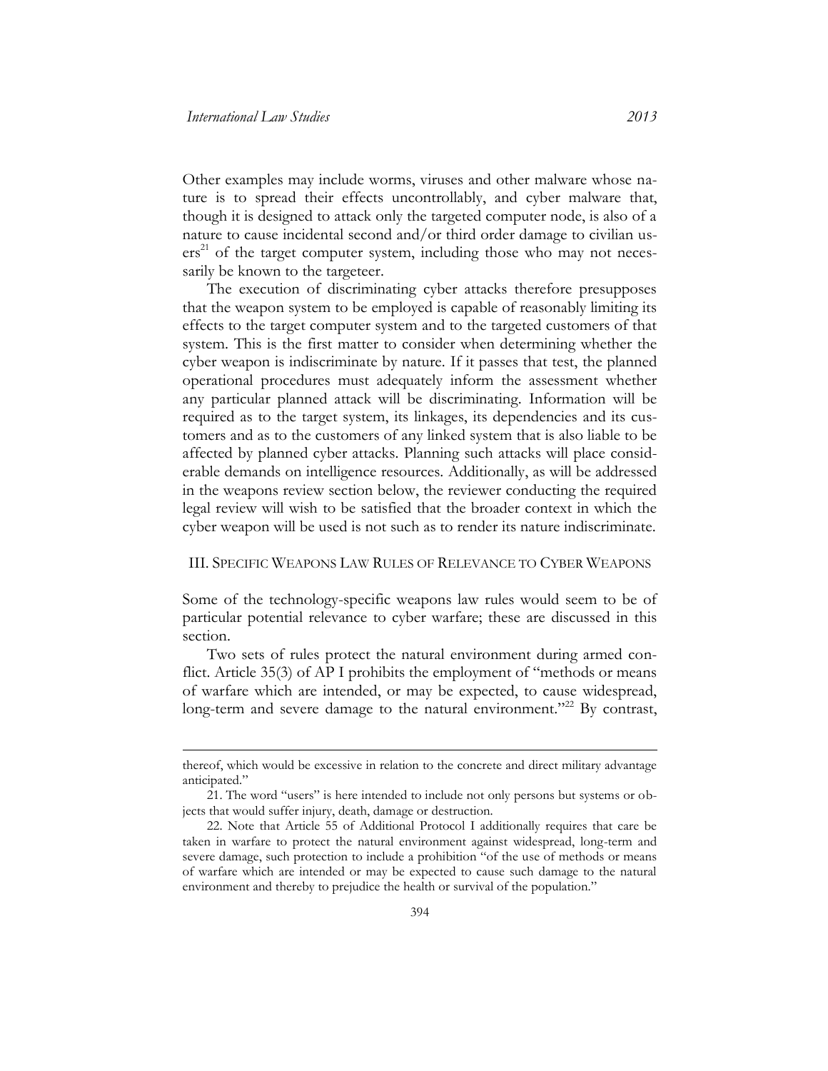Other examples may include worms, viruses and other malware whose nature is to spread their effects uncontrollably, and cyber malware that, though it is designed to attack only the targeted computer node, is also of a nature to cause incidental second and/or third order damage to civilian users[21] of the target computer system, including those who may not necessarily be known to the targeteer.

The execution of discriminating cyber attacks therefore presupposes that the weapon system to be employed is capable of reasonably limiting its effects to the target computer system and to the targeted customers of that system. This is the first matter to consider when determining whether the cyber weapon is indiscriminate by nature. If it passes that test, the planned operational procedures must adequately inform the assessment whether any particular planned attack will be discriminating. Information will be required as to the target system, its linkages, its dependencies and its customers and as to the customers of any linked system that is also liable to be affected by planned cyber attacks. Planning such attacks will place considerable demands on intelligence resources. Additionally, as will be addressed in the weapons review section below, the reviewer conducting the required legal review will wish to be satisfied that the broader context in which the cyber weapon will be used is not such as to render its nature indiscriminate.

## III. Specific Weapons Law Rules of Relevance to Cyber Weapons

Some of the technology-specific weapons law rules would seem to be of particular potential relevance to cyber warfare; these are discussed in this section.

Two sets of rules protect the natural environment during armed conflict. Article 35(3) of AP I prohibits the employment of "methods or means of warfare which are intended, or may be expected, to cause widespread, long-term and severe damage to the natural environment."[22] By contrast,

---

thereof, which would be excessive in relation to the concrete and direct military advantage anticipated."

21. The word "users" is here intended to include not only persons but systems or objects that would suffer injury, death, damage or destruction.

22. Note that Article 55 of Additional Protocol I additionally requires that care be taken in warfare to protect the natural environment against widespread, long-term and severe damage, such protection to include a prohibition "of the use of methods or means of warfare which are intended or may be expected to cause such damage to the natural environment and thereby to prejudice the health or survival of the population."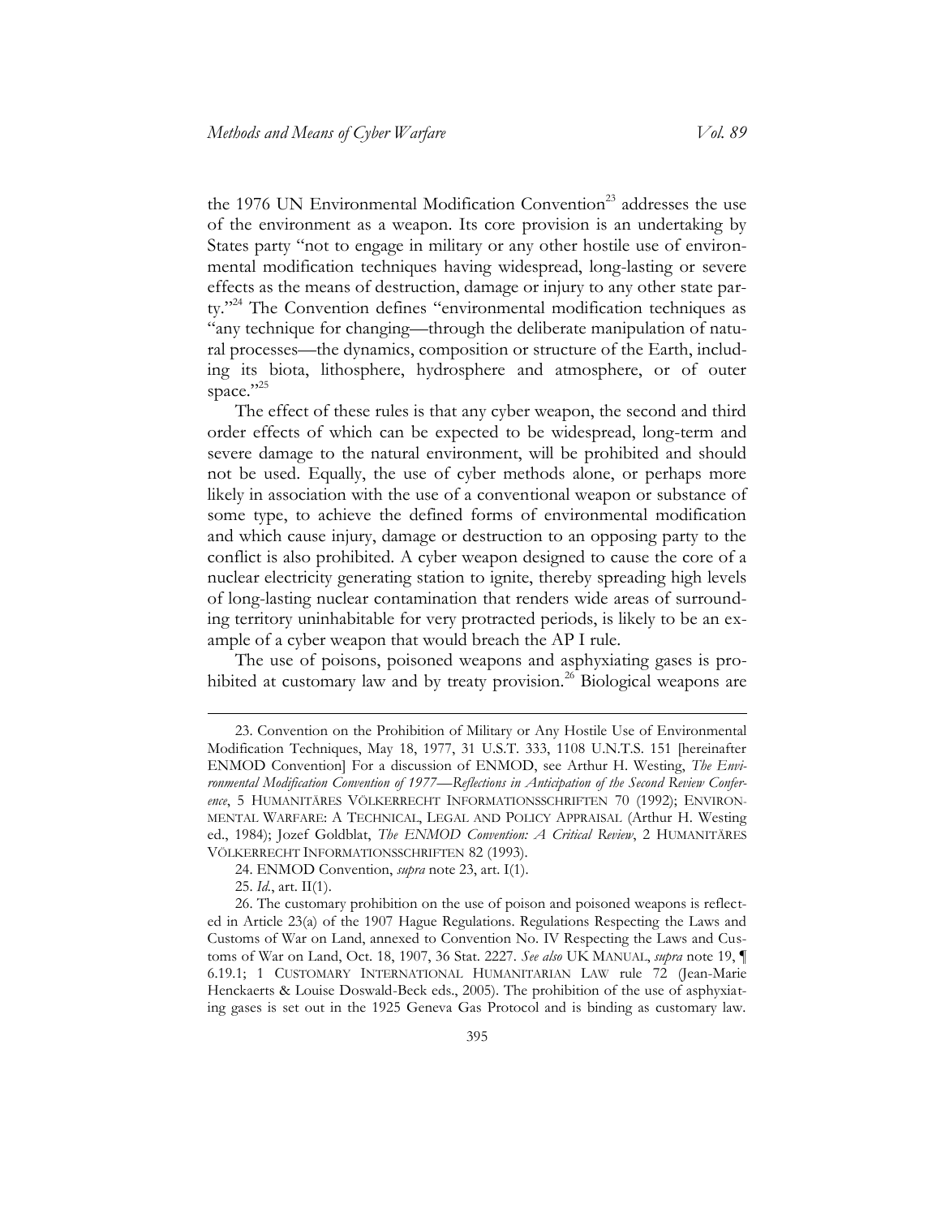the 1976 UN Environmental Modification Convention[23] addresses the use of the environment as a weapon. Its core provision is an undertaking by States party "not to engage in military or any other hostile use of environmental modification techniques having widespread, long-lasting or severe effects as the means of destruction, damage or injury to any other state party."[24] The Convention defines "environmental modification techniques as "any technique for changing—through the deliberate manipulation of natural processes—the dynamics, composition or structure of the Earth, including its biota, lithosphere, hydrosphere and atmosphere, or of outer space."[25]

The effect of these rules is that any cyber weapon, the second and third order effects of which can be expected to be widespread, long-term and severe damage to the natural environment, will be prohibited and should not be used. Equally, the use of cyber methods alone, or perhaps more likely in association with the use of a conventional weapon or substance of some type, to achieve the defined forms of environmental modification and which cause injury, damage or destruction to an opposing party to the conflict is also prohibited. A cyber weapon designed to cause the core of a nuclear electricity generating station to ignite, thereby spreading high levels of long-lasting nuclear contamination that renders wide areas of surrounding territory uninhabitable for very protracted periods, is likely to be an example of a cyber weapon that would breach the AP I rule.

The use of poisons, poisoned weapons and asphyxiating gases is prohibited at customary law and by treaty provision.[26] Biological weapons are

---

23. Convention on the Prohibition of Military or Any Hostile Use of Environmental Modification Techniques, May 18, 1977, 31 U.S.T. 333, 1108 U.N.T.S. 151 [hereinafter ENMOD Convention] For a discussion of ENMOD, see Arthur H. Westing, *The Environmental Modification Convention of 1977—Reflections in Anticipation of the Second Review Conference*, 5 HUMANITÄRES VÖLKERRECHT INFORMATIONSSCHRIFTEN 70 (1992); ENVIRONMENTAL WARFARE: A TECHNICAL, LEGAL AND POLICY APPRAISAL (Arthur H. Westing ed., 1984); Jozef Goldblat, *The ENMOD Convention: A Critical Review*, 2 HUMANITÄRES VÖLKERRECHT INFORMATIONSSCHRIFTEN 82 (1993).

24. ENMOD Convention, *supra* note 23, art. I(1).

25. *Id.*, art. II(1).

26. The customary prohibition on the use of poison and poisoned weapons is reflected in Article 23(a) of the 1907 Hague Regulations. Regulations Respecting the Laws and Customs of War on Land, annexed to Convention No. IV Respecting the Laws and Customs of War on Land, Oct. 18, 1907, 36 Stat. 2227. *See also* UK MANUAL, *supra* note 19, ¶ 6.19.1; 1 CUSTOMARY INTERNATIONAL HUMANITARIAN LAW rule 72 (Jean-Marie Henckaerts & Louise Doswald-Beck eds., 2005). The prohibition of the use of asphyxiating gases is set out in the 1925 Geneva Gas Protocol and is binding as customary law.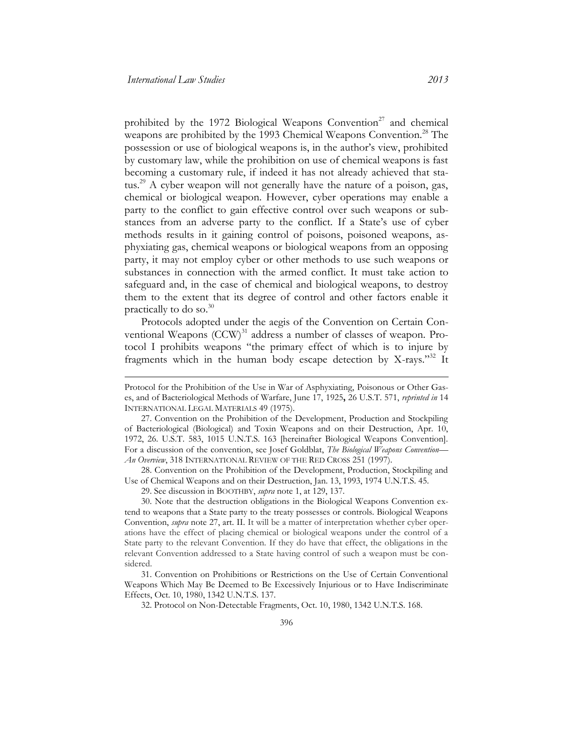prohibited by the 1972 Biological Weapons Convention[27] and chemical weapons are prohibited by the 1993 Chemical Weapons Convention.[28] The possession or use of biological weapons is, in the author's view, prohibited by customary law, while the prohibition on use of chemical weapons is fast becoming a customary rule, if indeed it has not already achieved that status.[29] A cyber weapon will not generally have the nature of a poison, gas, chemical or biological weapon. However, cyber operations may enable a party to the conflict to gain effective control over such weapons or substances from an adverse party to the conflict. If a State's use of cyber methods results in it gaining control of poisons, poisoned weapons, asphyxiating gas, chemical weapons or biological weapons from an opposing party, it may not employ cyber or other methods to use such weapons or substances in connection with the armed conflict. It must take action to safeguard and, in the case of chemical and biological weapons, to destroy them to the extent that its degree of control and other factors enable it practically to do so.[30]

Protocols adopted under the aegis of the Convention on Certain Conventional Weapons (CCW)[31] address a number of classes of weapon. Protocol I prohibits weapons "the primary effect of which is to injure by fragments which in the human body escape detection by X-rays."[32] It

---

Protocol for the Prohibition of the Use in War of Asphyxiating, Poisonous or Other Gases, and of Bacteriological Methods of Warfare, June 17, 1925**,** 26 U.S.T. 571, *reprinted in* 14 INTERNATIONAL LEGAL MATERIALS 49 (1975).

27. Convention on the Prohibition of the Development, Production and Stockpiling of Bacteriological (Biological) and Toxin Weapons and on their Destruction, Apr. 10, 1972, 26. U.S.T. 583, 1015 U.N.T.S. 163 [hereinafter Biological Weapons Convention]. For a discussion of the convention, see Josef Goldblat, *The Biological Weapons Convention—An Overview*, 318 INTERNATIONAL REVIEW OF THE RED CROSS 251 (1997).

28. Convention on the Prohibition of the Development, Production, Stockpiling and Use of Chemical Weapons and on their Destruction, Jan. 13, 1993, 1974 U.N.T.S. 45.

29. See discussion in BOOTHBY, *supra* note 1, at 129, 137.

30. Note that the destruction obligations in the Biological Weapons Convention extend to weapons that a State party to the treaty possesses or controls. Biological Weapons Convention, *supra* note 27, art. II. It will be a matter of interpretation whether cyber operations have the effect of placing chemical or biological weapons under the control of a State party to the relevant Convention. If they do have that effect, the obligations in the relevant Convention addressed to a State having control of such a weapon must be considered.

31. Convention on Prohibitions or Restrictions on the Use of Certain Conventional Weapons Which May Be Deemed to Be Excessively Injurious or to Have Indiscriminate Effects, Oct. 10, 1980, 1342 U.N.T.S. 137.

32. Protocol on Non-Detectable Fragments, Oct. 10, 1980, 1342 U.N.T.S. 168.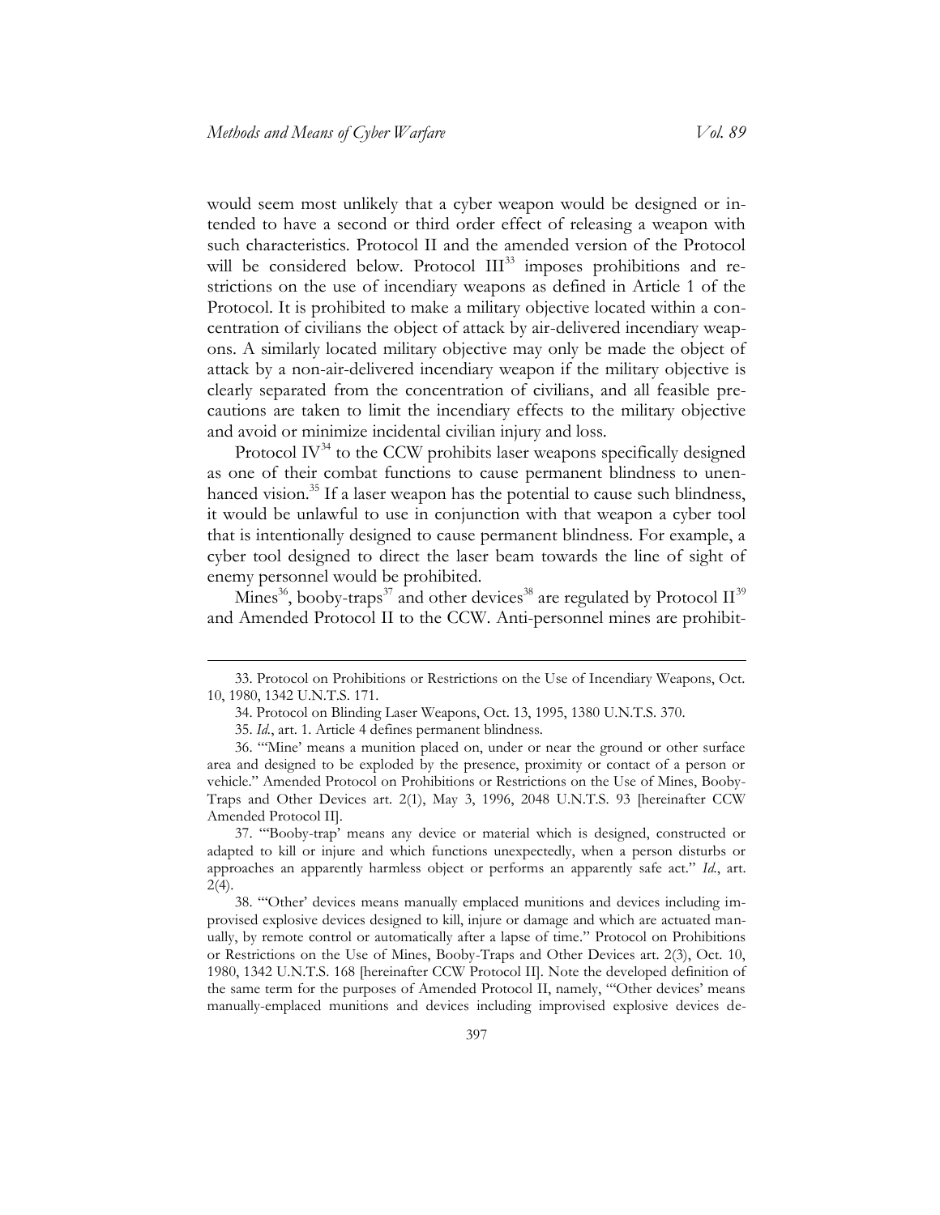would seem most unlikely that a cyber weapon would be designed or intended to have a second or third order effect of releasing a weapon with such characteristics. Protocol II and the amended version of the Protocol will be considered below. Protocol III[33] imposes prohibitions and restrictions on the use of incendiary weapons as defined in Article 1 of the Protocol. It is prohibited to make a military objective located within a concentration of civilians the object of attack by air-delivered incendiary weapons. A similarly located military objective may only be made the object of attack by a non-air-delivered incendiary weapon if the military objective is clearly separated from the concentration of civilians, and all feasible precautions are taken to limit the incendiary effects to the military objective and avoid or minimize incidental civilian injury and loss.

Protocol IV[34] to the CCW prohibits laser weapons specifically designed as one of their combat functions to cause permanent blindness to unenhanced vision.[35] If a laser weapon has the potential to cause such blindness, it would be unlawful to use in conjunction with that weapon a cyber tool that is intentionally designed to cause permanent blindness. For example, a cyber tool designed to direct the laser beam towards the line of sight of enemy personnel would be prohibited.

Mines[36], booby-traps[37] and other devices[38] are regulated by Protocol II[39] and Amended Protocol II to the CCW. Anti-personnel mines are prohibit-

---

33. Protocol on Prohibitions or Restrictions on the Use of Incendiary Weapons, Oct. 10, 1980, 1342 U.N.T.S. 171.

34. Protocol on Blinding Laser Weapons, Oct. 13, 1995, 1380 U.N.T.S. 370.

35. *Id.*, art. 1. Article 4 defines permanent blindness.

36. "'Mine' means a munition placed on, under or near the ground or other surface area and designed to be exploded by the presence, proximity or contact of a person or vehicle." Amended Protocol on Prohibitions or Restrictions on the Use of Mines, Booby-Traps and Other Devices art. 2(1), May 3, 1996, 2048 U.N.T.S. 93 [hereinafter CCW Amended Protocol II].

37. "'Booby-trap' means any device or material which is designed, constructed or adapted to kill or injure and which functions unexpectedly, when a person disturbs or approaches an apparently harmless object or performs an apparently safe act." *Id.*, art. 2(4).

38. "'Other' devices means manually emplaced munitions and devices including improvised explosive devices designed to kill, injure or damage and which are actuated manually, by remote control or automatically after a lapse of time." Protocol on Prohibitions or Restrictions on the Use of Mines, Booby-Traps and Other Devices art. 2(3), Oct. 10, 1980, 1342 U.N.T.S. 168 [hereinafter CCW Protocol II]. Note the developed definition of the same term for the purposes of Amended Protocol II, namely, "'Other devices' means manually-emplaced munitions and devices including improvised explosive devices de-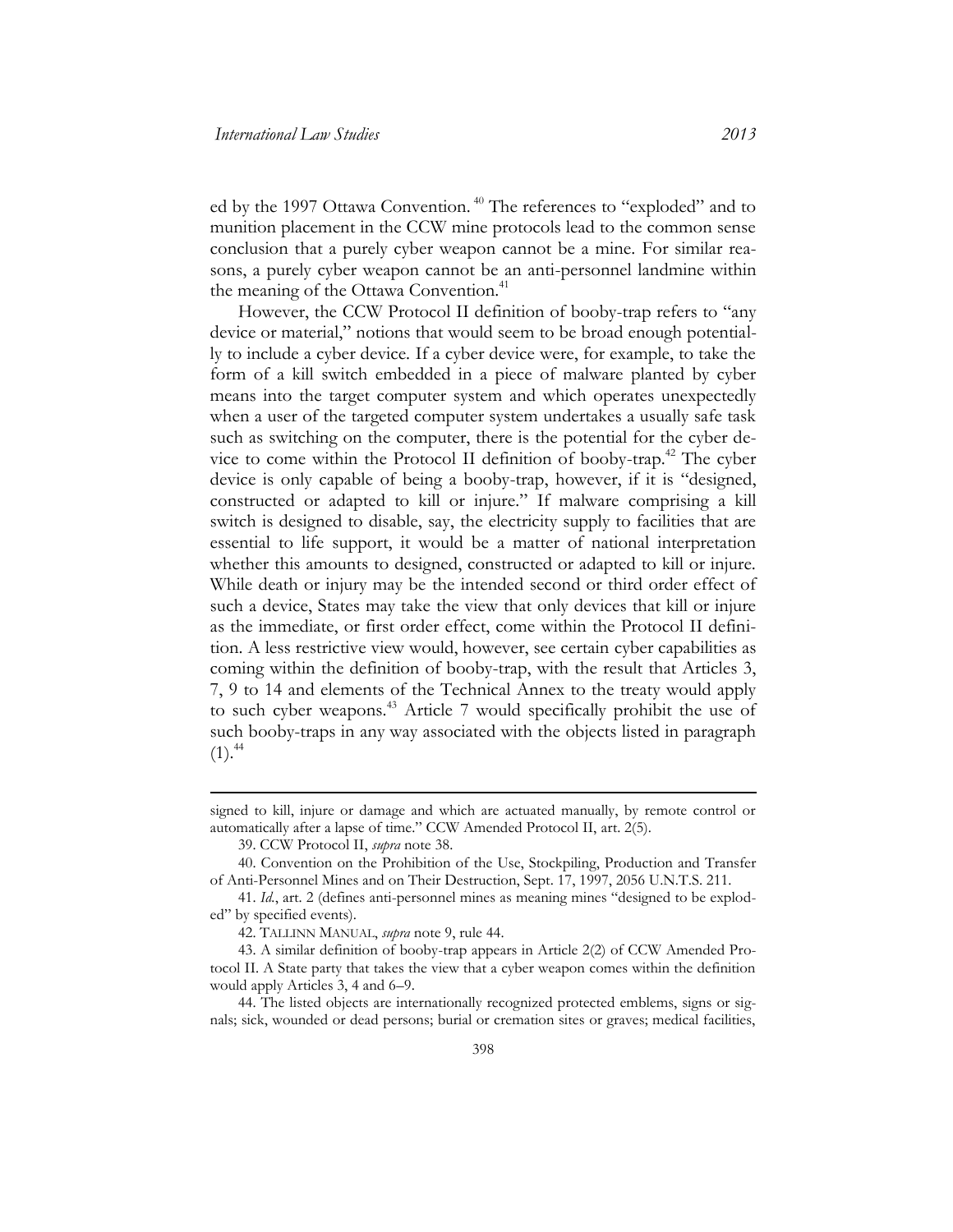ed by the 1997 Ottawa Convention.[40] The references to "exploded" and to munition placement in the CCW mine protocols lead to the common sense conclusion that a purely cyber weapon cannot be a mine. For similar reasons, a purely cyber weapon cannot be an anti-personnel landmine within the meaning of the Ottawa Convention.[41]

However, the CCW Protocol II definition of booby-trap refers to "any device or material," notions that would seem to be broad enough potentially to include a cyber device. If a cyber device were, for example, to take the form of a kill switch embedded in a piece of malware planted by cyber means into the target computer system and which operates unexpectedly when a user of the targeted computer system undertakes a usually safe task such as switching on the computer, there is the potential for the cyber device to come within the Protocol II definition of booby-trap.[42] The cyber device is only capable of being a booby-trap, however, if it is "designed, constructed or adapted to kill or injure." If malware comprising a kill switch is designed to disable, say, the electricity supply to facilities that are essential to life support, it would be a matter of national interpretation whether this amounts to designed, constructed or adapted to kill or injure. While death or injury may be the intended second or third order effect of such a device, States may take the view that only devices that kill or injure as the immediate, or first order effect, come within the Protocol II definition. A less restrictive view would, however, see certain cyber capabilities as coming within the definition of booby-trap, with the result that Articles 3, 7, 9 to 14 and elements of the Technical Annex to the treaty would apply to such cyber weapons.[43] Article 7 would specifically prohibit the use of such booby-traps in any way associated with the objects listed in paragraph (1).[44]

---

signed to kill, injure or damage and which are actuated manually, by remote control or automatically after a lapse of time." CCW Amended Protocol II, art. 2(5).

39. CCW Protocol II, *supra* note 38.

40. Convention on the Prohibition of the Use, Stockpiling, Production and Transfer of Anti-Personnel Mines and on Their Destruction, Sept. 17, 1997, 2056 U.N.T.S. 211.

41. *Id.*, art. 2 (defines anti-personnel mines as meaning mines "designed to be exploded" by specified events).

42. TALLINN MANUAL, *supra* note 9, rule 44.

43. A similar definition of booby-trap appears in Article 2(2) of CCW Amended Protocol II. A State party that takes the view that a cyber weapon comes within the definition would apply Articles 3, 4 and 6–9.

44. The listed objects are internationally recognized protected emblems, signs or signals; sick, wounded or dead persons; burial or cremation sites or graves; medical facilities,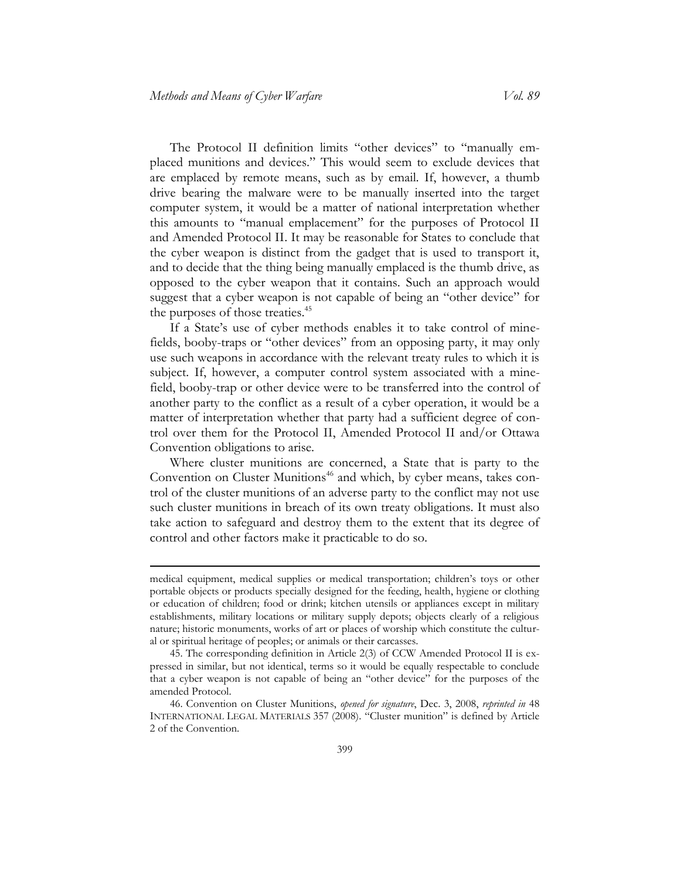The Protocol II definition limits "other devices" to "manually emplaced munitions and devices." This would seem to exclude devices that are emplaced by remote means, such as by email. If, however, a thumb drive bearing the malware were to be manually inserted into the target computer system, it would be a matter of national interpretation whether this amounts to "manual emplacement" for the purposes of Protocol II and Amended Protocol II. It may be reasonable for States to conclude that the cyber weapon is distinct from the gadget that is used to transport it, and to decide that the thing being manually emplaced is the thumb drive, as opposed to the cyber weapon that it contains. Such an approach would suggest that a cyber weapon is not capable of being an "other device" for the purposes of those treaties.[45]

If a State's use of cyber methods enables it to take control of minefields, booby-traps or "other devices" from an opposing party, it may only use such weapons in accordance with the relevant treaty rules to which it is subject. If, however, a computer control system associated with a minefield, booby-trap or other device were to be transferred into the control of another party to the conflict as a result of a cyber operation, it would be a matter of interpretation whether that party had a sufficient degree of control over them for the Protocol II, Amended Protocol II and/or Ottawa Convention obligations to arise.

Where cluster munitions are concerned, a State that is party to the Convention on Cluster Munitions[46] and which, by cyber means, takes control of the cluster munitions of an adverse party to the conflict may not use such cluster munitions in breach of its own treaty obligations. It must also take action to safeguard and destroy them to the extent that its degree of control and other factors make it practicable to do so.

---

medical equipment, medical supplies or medical transportation; children's toys or other portable objects or products specially designed for the feeding, health, hygiene or clothing or education of children; food or drink; kitchen utensils or appliances except in military establishments, military locations or military supply depots; objects clearly of a religious nature; historic monuments, works of art or places of worship which constitute the cultural or spiritual heritage of peoples; or animals or their carcasses.

45. The corresponding definition in Article 2(3) of CCW Amended Protocol II is expressed in similar, but not identical, terms so it would be equally respectable to conclude that a cyber weapon is not capable of being an "other device" for the purposes of the amended Protocol.

46. Convention on Cluster Munitions, *opened for signature*, Dec. 3, 2008, *reprinted in* 48 INTERNATIONAL LEGAL MATERIALS 357 (2008). "Cluster munition" is defined by Article 2 of the Convention.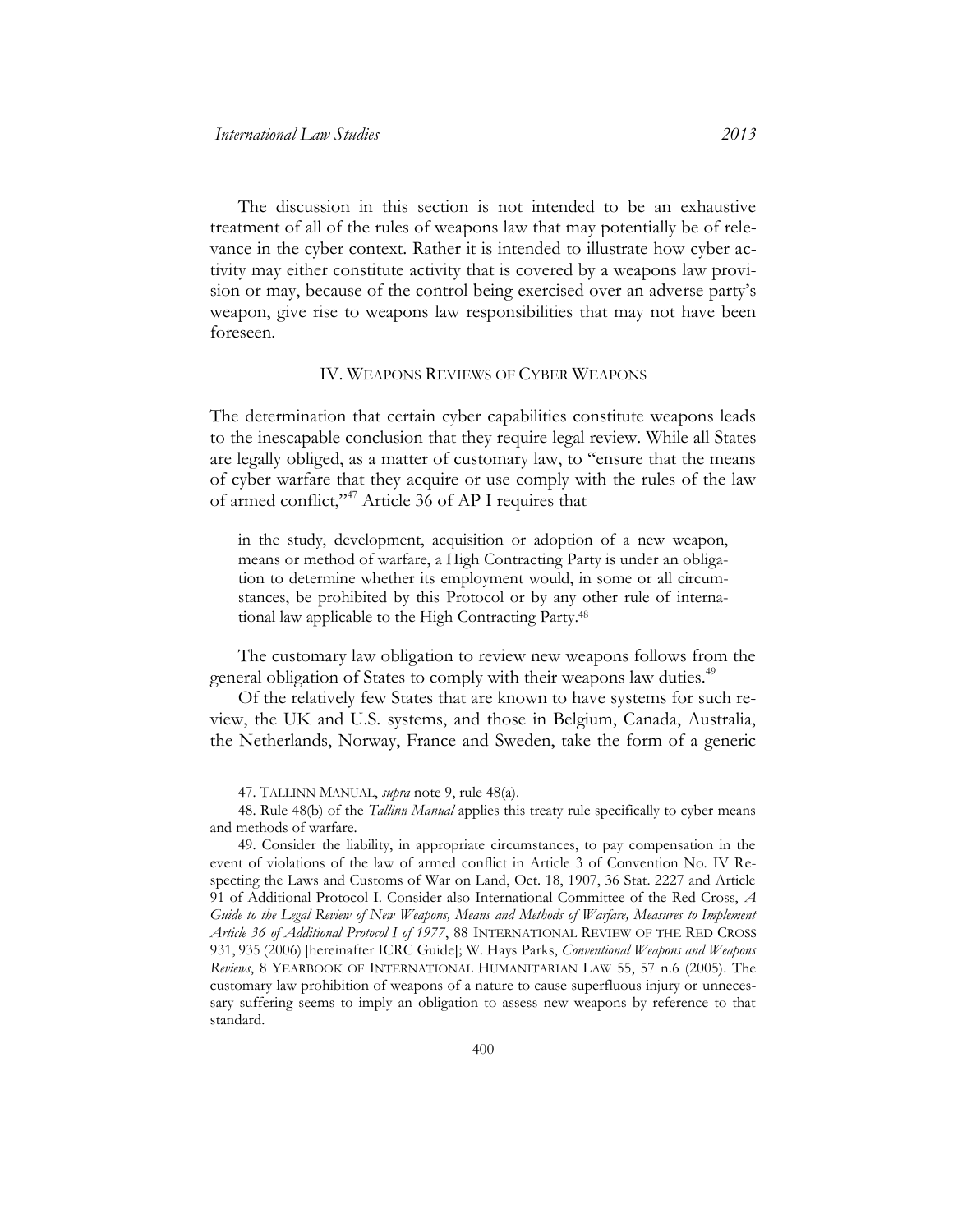The discussion in this section is not intended to be an exhaustive treatment of all of the rules of weapons law that may potentially be of relevance in the cyber context. Rather it is intended to illustrate how cyber activity may either constitute activity that is covered by a weapons law provision or may, because of the control being exercised over an adverse party's weapon, give rise to weapons law responsibilities that may not have been foreseen.

## IV. WEAPONS REVIEWS OF CYBER WEAPONS

The determination that certain cyber capabilities constitute weapons leads to the inescapable conclusion that they require legal review. While all States are legally obliged, as a matter of customary law, to "ensure that the means of cyber warfare that they acquire or use comply with the rules of the law of armed conflict,"[47] Article 36 of AP I requires that

> in the study, development, acquisition or adoption of a new weapon, means or method of warfare, a High Contracting Party is under an obligation to determine whether its employment would, in some or all circumstances, be prohibited by this Protocol or by any other rule of international law applicable to the High Contracting Party.[48]

The customary law obligation to review new weapons follows from the general obligation of States to comply with their weapons law duties.[49]

Of the relatively few States that are known to have systems for such review, the UK and U.S. systems, and those in Belgium, Canada, Australia, the Netherlands, Norway, France and Sweden, take the form of a generic

---

47. TALLINN MANUAL, *supra* note 9, rule 48(a).

48. Rule 48(b) of the *Tallinn Manual* applies this treaty rule specifically to cyber means and methods of warfare.

49. Consider the liability, in appropriate circumstances, to pay compensation in the event of violations of the law of armed conflict in Article 3 of Convention No. IV Respecting the Laws and Customs of War on Land, Oct. 18, 1907, 36 Stat. 2227 and Article 91 of Additional Protocol I. Consider also International Committee of the Red Cross, *A Guide to the Legal Review of New Weapons, Means and Methods of Warfare, Measures to Implement Article 36 of Additional Protocol I of 1977*, 88 INTERNATIONAL REVIEW OF THE RED CROSS 931, 935 (2006) [hereinafter ICRC Guide]; W. Hays Parks, *Conventional Weapons and Weapons Reviews*, 8 YEARBOOK OF INTERNATIONAL HUMANITARIAN LAW 55, 57 n.6 (2005). The customary law prohibition of weapons of a nature to cause superfluous injury or unnecessary suffering seems to imply an obligation to assess new weapons by reference to that standard.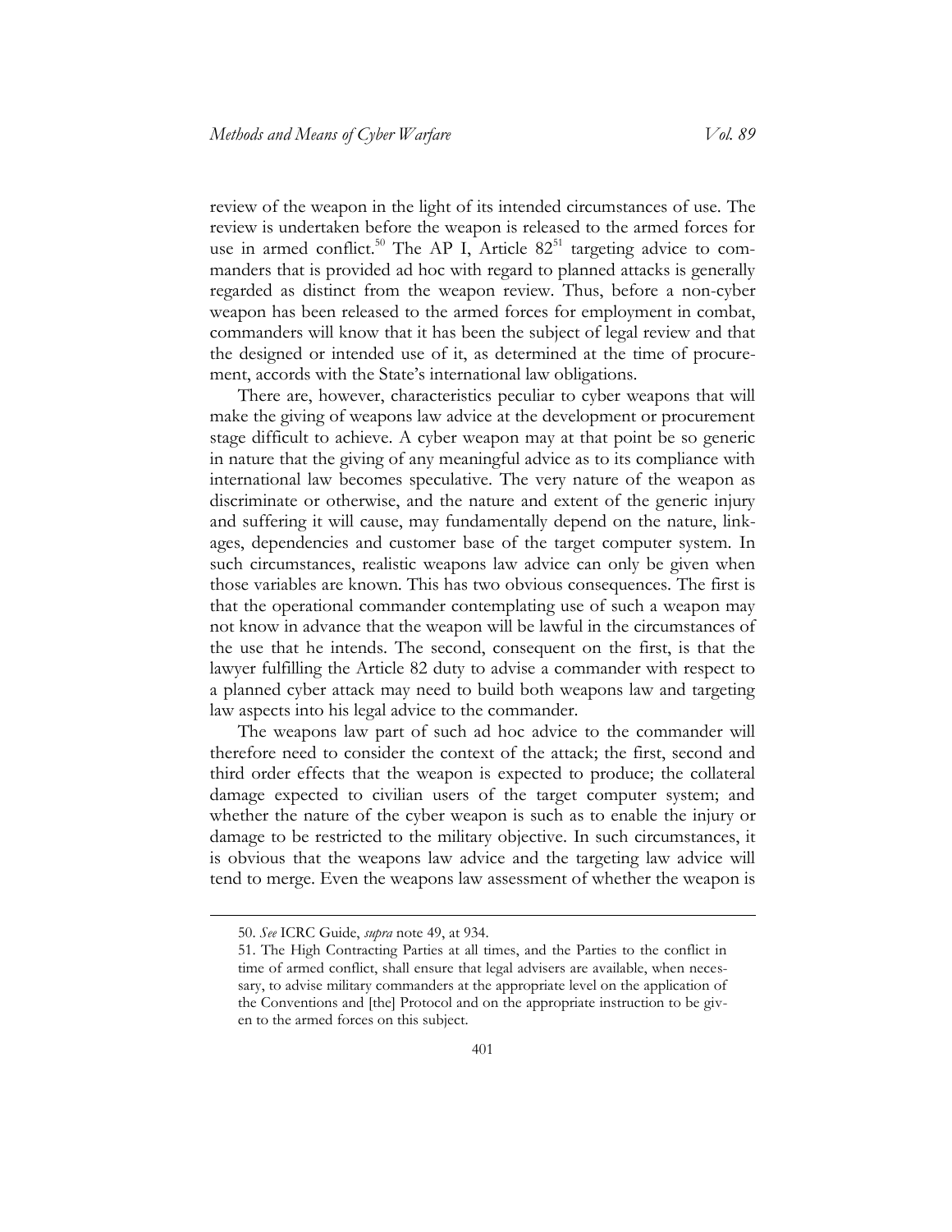review of the weapon in the light of its intended circumstances of use. The review is undertaken before the weapon is released to the armed forces for use in armed conflict.[50] The AP I, Article 82[51] targeting advice to commanders that is provided ad hoc with regard to planned attacks is generally regarded as distinct from the weapon review. Thus, before a non-cyber weapon has been released to the armed forces for employment in combat, commanders will know that it has been the subject of legal review and that the designed or intended use of it, as determined at the time of procurement, accords with the State's international law obligations.

There are, however, characteristics peculiar to cyber weapons that will make the giving of weapons law advice at the development or procurement stage difficult to achieve. A cyber weapon may at that point be so generic in nature that the giving of any meaningful advice as to its compliance with international law becomes speculative. The very nature of the weapon as discriminate or otherwise, and the nature and extent of the generic injury and suffering it will cause, may fundamentally depend on the nature, linkages, dependencies and customer base of the target computer system. In such circumstances, realistic weapons law advice can only be given when those variables are known. This has two obvious consequences. The first is that the operational commander contemplating use of such a weapon may not know in advance that the weapon will be lawful in the circumstances of the use that he intends. The second, consequent on the first, is that the lawyer fulfilling the Article 82 duty to advise a commander with respect to a planned cyber attack may need to build both weapons law and targeting law aspects into his legal advice to the commander.

The weapons law part of such ad hoc advice to the commander will therefore need to consider the context of the attack; the first, second and third order effects that the weapon is expected to produce; the collateral damage expected to civilian users of the target computer system; and whether the nature of the cyber weapon is such as to enable the injury or damage to be restricted to the military objective. In such circumstances, it is obvious that the weapons law advice and the targeting law advice will tend to merge. Even the weapons law assessment of whether the weapon is

---

50. *See* ICRC Guide, *supra* note 49, at 934.

51. The High Contracting Parties at all times, and the Parties to the conflict in time of armed conflict, shall ensure that legal advisers are available, when necessary, to advise military commanders at the appropriate level on the application of the Conventions and [the] Protocol and on the appropriate instruction to be given to the armed forces on this subject.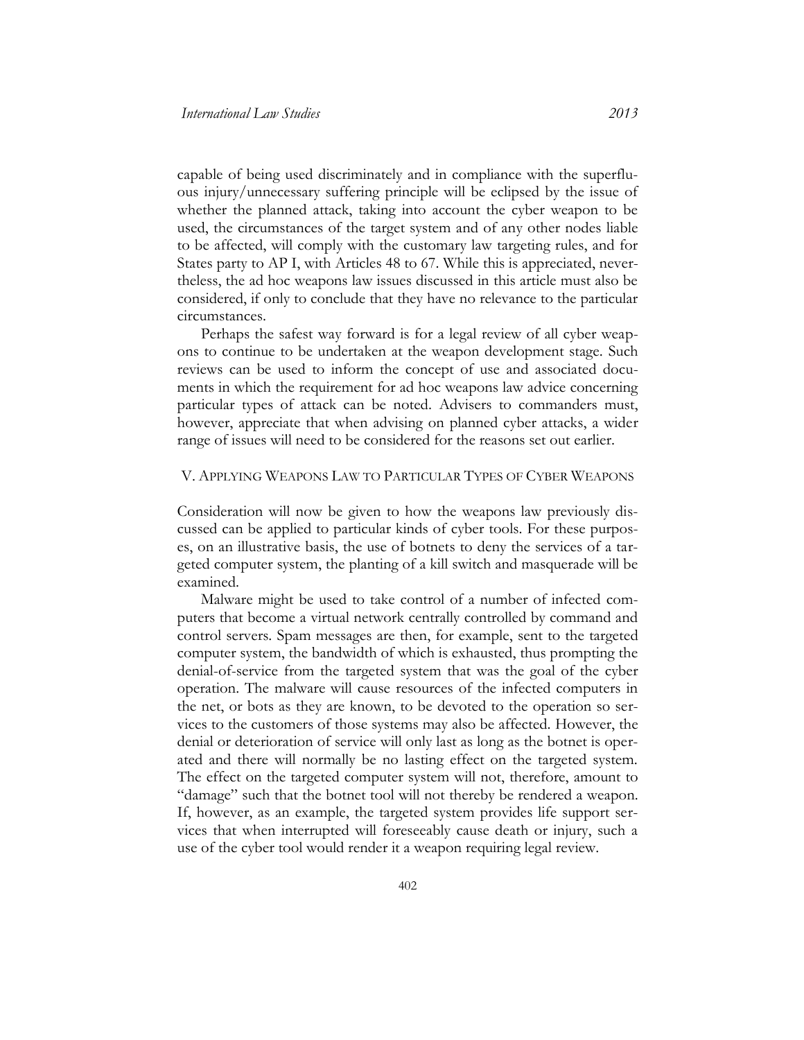capable of being used discriminately and in compliance with the superfluous injury/unnecessary suffering principle will be eclipsed by the issue of whether the planned attack, taking into account the cyber weapon to be used, the circumstances of the target system and of any other nodes liable to be affected, will comply with the customary law targeting rules, and for States party to AP I, with Articles 48 to 67. While this is appreciated, nevertheless, the ad hoc weapons law issues discussed in this article must also be considered, if only to conclude that they have no relevance to the particular circumstances.

Perhaps the safest way forward is for a legal review of all cyber weapons to continue to be undertaken at the weapon development stage. Such reviews can be used to inform the concept of use and associated documents in which the requirement for ad hoc weapons law advice concerning particular types of attack can be noted. Advisers to commanders must, however, appreciate that when advising on planned cyber attacks, a wider range of issues will need to be considered for the reasons set out earlier.

## V. Applying Weapons Law to Particular Types of Cyber Weapons

Consideration will now be given to how the weapons law previously discussed can be applied to particular kinds of cyber tools. For these purposes, on an illustrative basis, the use of botnets to deny the services of a targeted computer system, the planting of a kill switch and masquerade will be examined.

Malware might be used to take control of a number of infected computers that become a virtual network centrally controlled by command and control servers. Spam messages are then, for example, sent to the targeted computer system, the bandwidth of which is exhausted, thus prompting the denial-of-service from the targeted system that was the goal of the cyber operation. The malware will cause resources of the infected computers in the net, or bots as they are known, to be devoted to the operation so services to the customers of those systems may also be affected. However, the denial or deterioration of service will only last as long as the botnet is operated and there will normally be no lasting effect on the targeted system. The effect on the targeted computer system will not, therefore, amount to "damage" such that the botnet tool will not thereby be rendered a weapon. If, however, as an example, the targeted system provides life support services that when interrupted will foreseeably cause death or injury, such a use of the cyber tool would render it a weapon requiring legal review.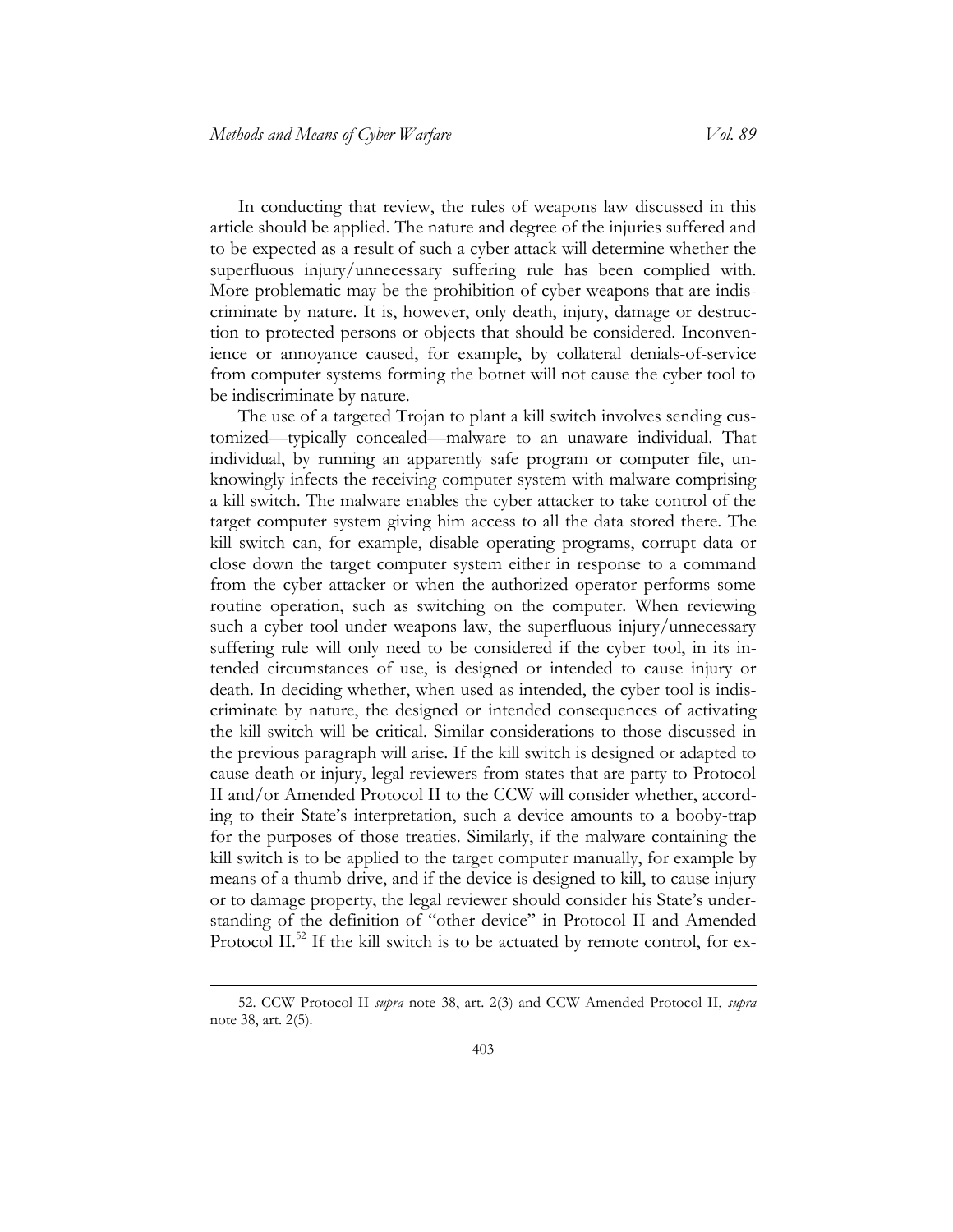In conducting that review, the rules of weapons law discussed in this article should be applied. The nature and degree of the injuries suffered and to be expected as a result of such a cyber attack will determine whether the superfluous injury/unnecessary suffering rule has been complied with. More problematic may be the prohibition of cyber weapons that are indiscriminate by nature. It is, however, only death, injury, damage or destruction to protected persons or objects that should be considered. Inconvenience or annoyance caused, for example, by collateral denials-of-service from computer systems forming the botnet will not cause the cyber tool to be indiscriminate by nature.

The use of a targeted Trojan to plant a kill switch involves sending customized—typically concealed—malware to an unaware individual. That individual, by running an apparently safe program or computer file, unknowingly infects the receiving computer system with malware comprising a kill switch. The malware enables the cyber attacker to take control of the target computer system giving him access to all the data stored there. The kill switch can, for example, disable operating programs, corrupt data or close down the target computer system either in response to a command from the cyber attacker or when the authorized operator performs some routine operation, such as switching on the computer. When reviewing such a cyber tool under weapons law, the superfluous injury/unnecessary suffering rule will only need to be considered if the cyber tool, in its intended circumstances of use, is designed or intended to cause injury or death. In deciding whether, when used as intended, the cyber tool is indiscriminate by nature, the designed or intended consequences of activating the kill switch will be critical. Similar considerations to those discussed in the previous paragraph will arise. If the kill switch is designed or adapted to cause death or injury, legal reviewers from states that are party to Protocol II and/or Amended Protocol II to the CCW will consider whether, according to their State's interpretation, such a device amounts to a booby-trap for the purposes of those treaties. Similarly, if the malware containing the kill switch is to be applied to the target computer manually, for example by means of a thumb drive, and if the device is designed to kill, to cause injury or to damage property, the legal reviewer should consider his State's understanding of the definition of "other device" in Protocol II and Amended Protocol II.[52] If the kill switch is to be actuated by remote control, for ex-

52. CCW Protocol II *supra* note 38, art. 2(3) and CCW Amended Protocol II, *supra* note 38, art. 2(5).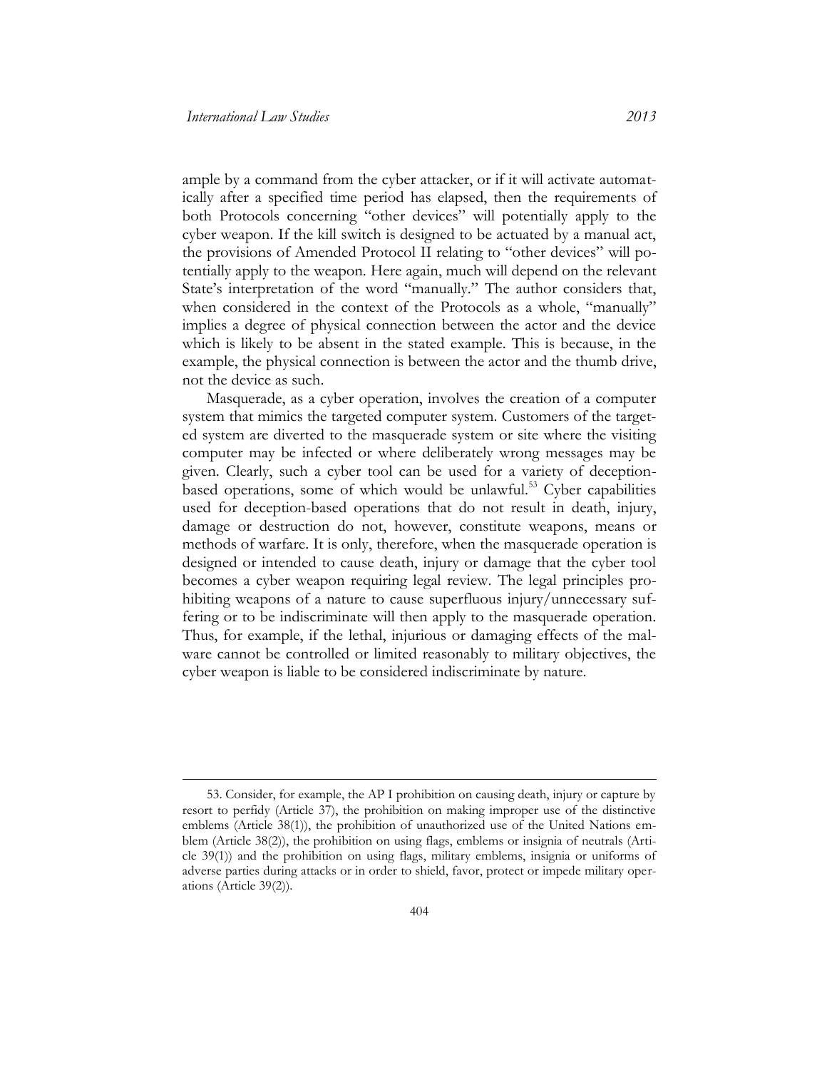ample by a command from the cyber attacker, or if it will activate automatically after a specified time period has elapsed, then the requirements of both Protocols concerning "other devices" will potentially apply to the cyber weapon. If the kill switch is designed to be actuated by a manual act, the provisions of Amended Protocol II relating to "other devices" will potentially apply to the weapon. Here again, much will depend on the relevant State's interpretation of the word "manually." The author considers that, when considered in the context of the Protocols as a whole, "manually" implies a degree of physical connection between the actor and the device which is likely to be absent in the stated example. This is because, in the example, the physical connection is between the actor and the thumb drive, not the device as such.

Masquerade, as a cyber operation, involves the creation of a computer system that mimics the targeted computer system. Customers of the targeted system are diverted to the masquerade system or site where the visiting computer may be infected or where deliberately wrong messages may be given. Clearly, such a cyber tool can be used for a variety of deception-based operations, some of which would be unlawful.[53] Cyber capabilities used for deception-based operations that do not result in death, injury, damage or destruction do not, however, constitute weapons, means or methods of warfare. It is only, therefore, when the masquerade operation is designed or intended to cause death, injury or damage that the cyber tool becomes a cyber weapon requiring legal review. The legal principles prohibiting weapons of a nature to cause superfluous injury/unnecessary suffering or to be indiscriminate will then apply to the masquerade operation. Thus, for example, if the lethal, injurious or damaging effects of the malware cannot be controlled or limited reasonably to military objectives, the cyber weapon is liable to be considered indiscriminate by nature.

53. Consider, for example, the AP I prohibition on causing death, injury or capture by resort to perfidy (Article 37), the prohibition on making improper use of the distinctive emblems (Article 38(1)), the prohibition of unauthorized use of the United Nations emblem (Article 38(2)), the prohibition on using flags, emblems or insignia of neutrals (Article 39(1)) and the prohibition on using flags, military emblems, insignia or uniforms of adverse parties during attacks or in order to shield, favor, protect or impede military operations (Article 39(2)).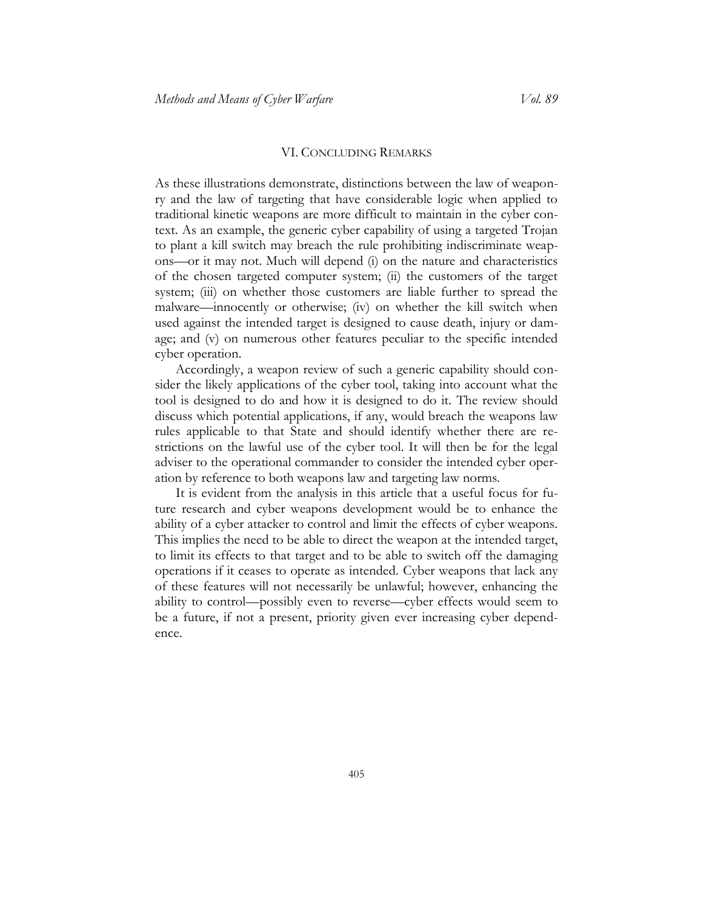## VI. CONCLUDING REMARKS

As these illustrations demonstrate, distinctions between the law of weaponry and the law of targeting that have considerable logic when applied to traditional kinetic weapons are more difficult to maintain in the cyber context. As an example, the generic cyber capability of using a targeted Trojan to plant a kill switch may breach the rule prohibiting indiscriminate weapons—or it may not. Much will depend (i) on the nature and characteristics of the chosen targeted computer system; (ii) the customers of the target system; (iii) on whether those customers are liable further to spread the malware—innocently or otherwise; (iv) on whether the kill switch when used against the intended target is designed to cause death, injury or damage; and (v) on numerous other features peculiar to the specific intended cyber operation.

Accordingly, a weapon review of such a generic capability should consider the likely applications of the cyber tool, taking into account what the tool is designed to do and how it is designed to do it. The review should discuss which potential applications, if any, would breach the weapons law rules applicable to that State and should identify whether there are restrictions on the lawful use of the cyber tool. It will then be for the legal adviser to the operational commander to consider the intended cyber operation by reference to both weapons law and targeting law norms.

It is evident from the analysis in this article that a useful focus for future research and cyber weapons development would be to enhance the ability of a cyber attacker to control and limit the effects of cyber weapons. This implies the need to be able to direct the weapon at the intended target, to limit its effects to that target and to be able to switch off the damaging operations if it ceases to operate as intended. Cyber weapons that lack any of these features will not necessarily be unlawful; however, enhancing the ability to control—possibly even to reverse—cyber effects would seem to be a future, if not a present, priority given ever increasing cyber dependence.